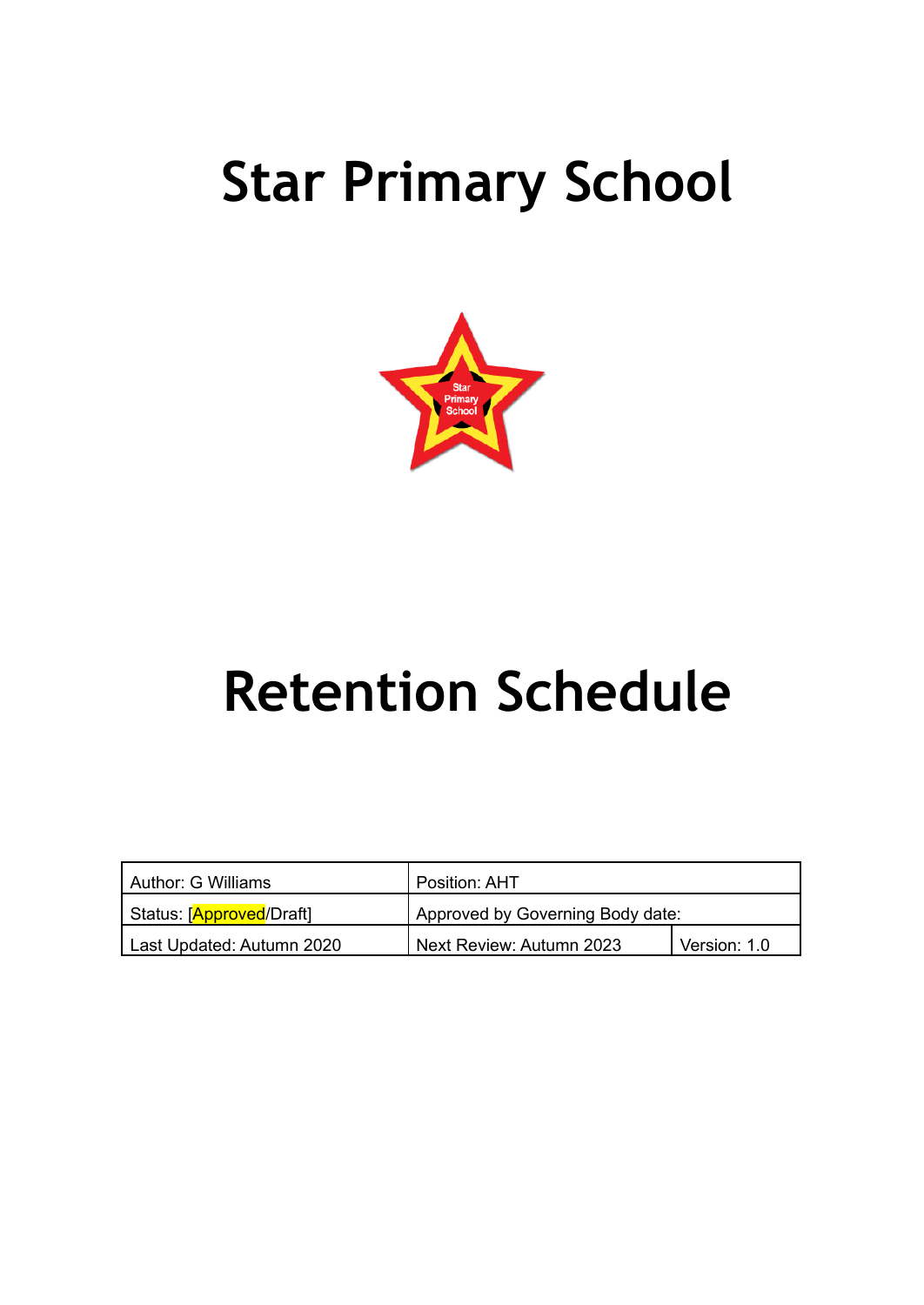# Star Primary School

# Retention Schedule

| Author: G Williams | Position: AHT | |
|---|---|---|
| Status: [Approved/Draft] | Approved by Governing Body date: | |
| Last Updated: Autumn 2020 | Next Review: Autumn 2023 | Version: 1.0 |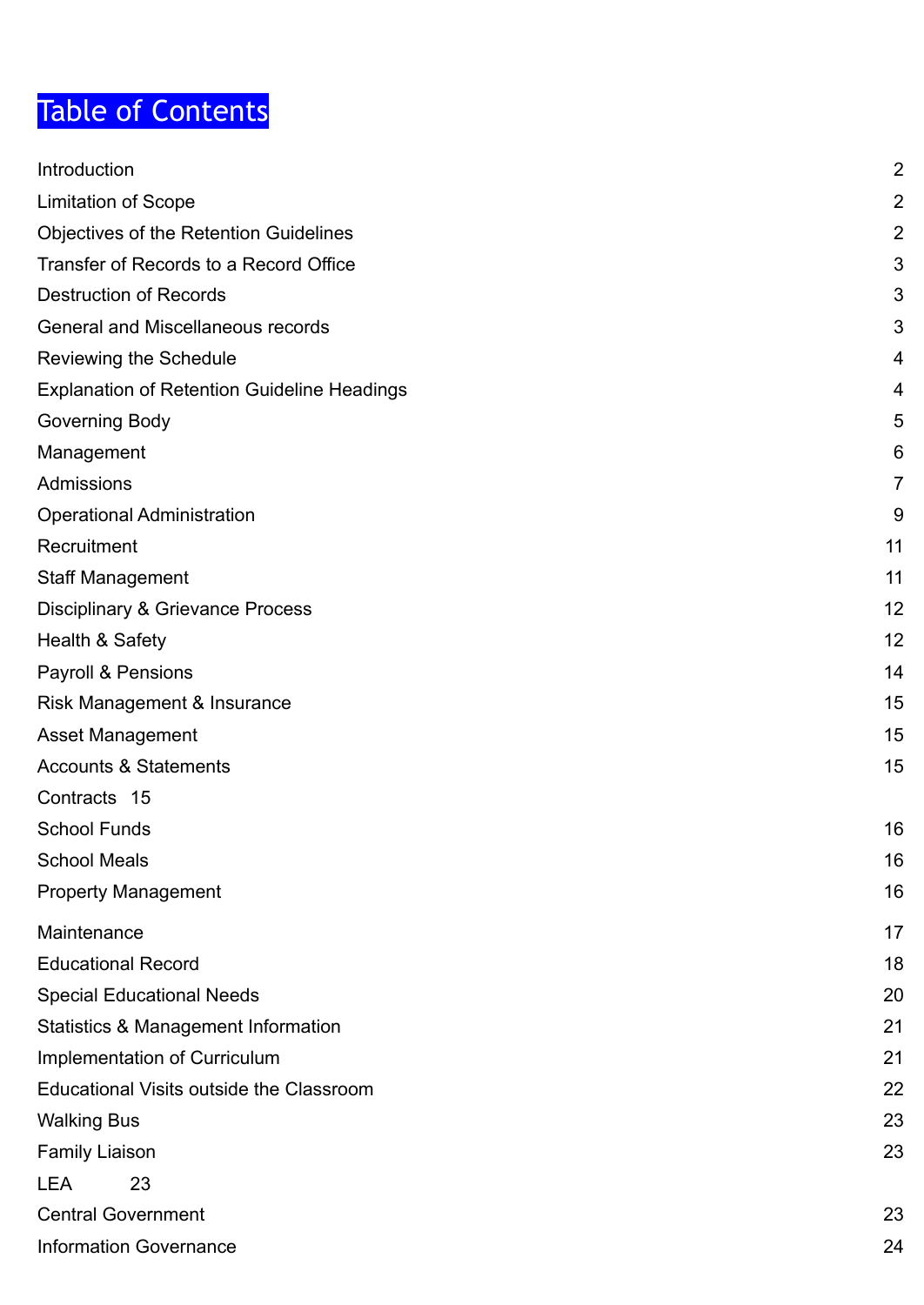# Table of Contents

| | |
|---|---|
| Introduction | 2 |
| Limitation of Scope | 2 |
| Objectives of the Retention Guidelines | 2 |
| Transfer of Records to a Record Office | 3 |
| Destruction of Records | 3 |
| General and Miscellaneous records | 3 |
| Reviewing the Schedule | 4 |
| Explanation of Retention Guideline Headings | 4 |
| Governing Body | 5 |
| Management | 6 |
| Admissions | 7 |
| Operational Administration | 9 |
| Recruitment | 11 |
| Staff Management | 11 |
| Disciplinary & Grievance Process | 12 |
| Health & Safety | 12 |
| Payroll & Pensions | 14 |
| Risk Management & Insurance | 15 |
| Asset Management | 15 |
| Accounts & Statements | 15 |
| Contracts | 15 |
| School Funds | 16 |
| School Meals | 16 |
| Property Management | 16 |
| Maintenance | 17 |
| Educational Record | 18 |
| Special Educational Needs | 20 |
| Statistics & Management Information | 21 |
| Implementation of Curriculum | 21 |
| Educational Visits outside the Classroom | 22 |
| Walking Bus | 23 |
| Family Liaison | 23 |
| LEA | 23 |
| Central Government | 23 |
| Information Governance | 24 |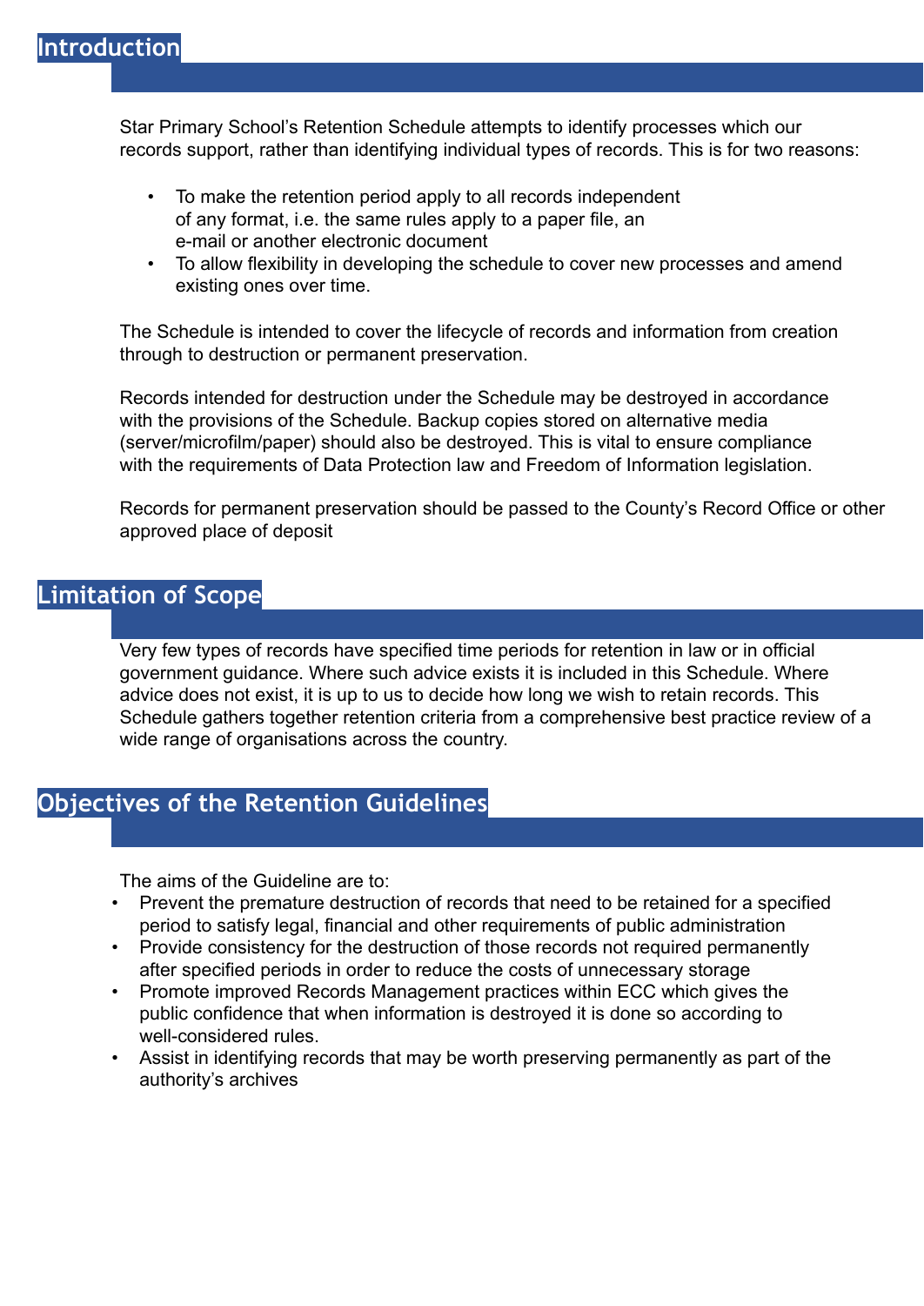## Introduction

Star Primary School's Retention Schedule attempts to identify processes which our records support, rather than identifying individual types of records. This is for two reasons:

- To make the retention period apply to all records independent of any format, i.e. the same rules apply to a paper file, an e-mail or another electronic document
- To allow flexibility in developing the schedule to cover new processes and amend existing ones over time.

The Schedule is intended to cover the lifecycle of records and information from creation through to destruction or permanent preservation.

Records intended for destruction under the Schedule may be destroyed in accordance with the provisions of the Schedule. Backup copies stored on alternative media (server/microfilm/paper) should also be destroyed. This is vital to ensure compliance with the requirements of Data Protection law and Freedom of Information legislation.

Records for permanent preservation should be passed to the County's Record Office or other approved place of deposit

## Limitation of Scope

Very few types of records have specified time periods for retention in law or in official government guidance. Where such advice exists it is included in this Schedule. Where advice does not exist, it is up to us to decide how long we wish to retain records. This Schedule gathers together retention criteria from a comprehensive best practice review of a wide range of organisations across the country.

## Objectives of the Retention Guidelines

The aims of the Guideline are to:

- Prevent the premature destruction of records that need to be retained for a specified period to satisfy legal, financial and other requirements of public administration
- Provide consistency for the destruction of those records not required permanently after specified periods in order to reduce the costs of unnecessary storage
- Promote improved Records Management practices within ECC which gives the public confidence that when information is destroyed it is done so according to well-considered rules.
- Assist in identifying records that may be worth preserving permanently as part of the authority's archives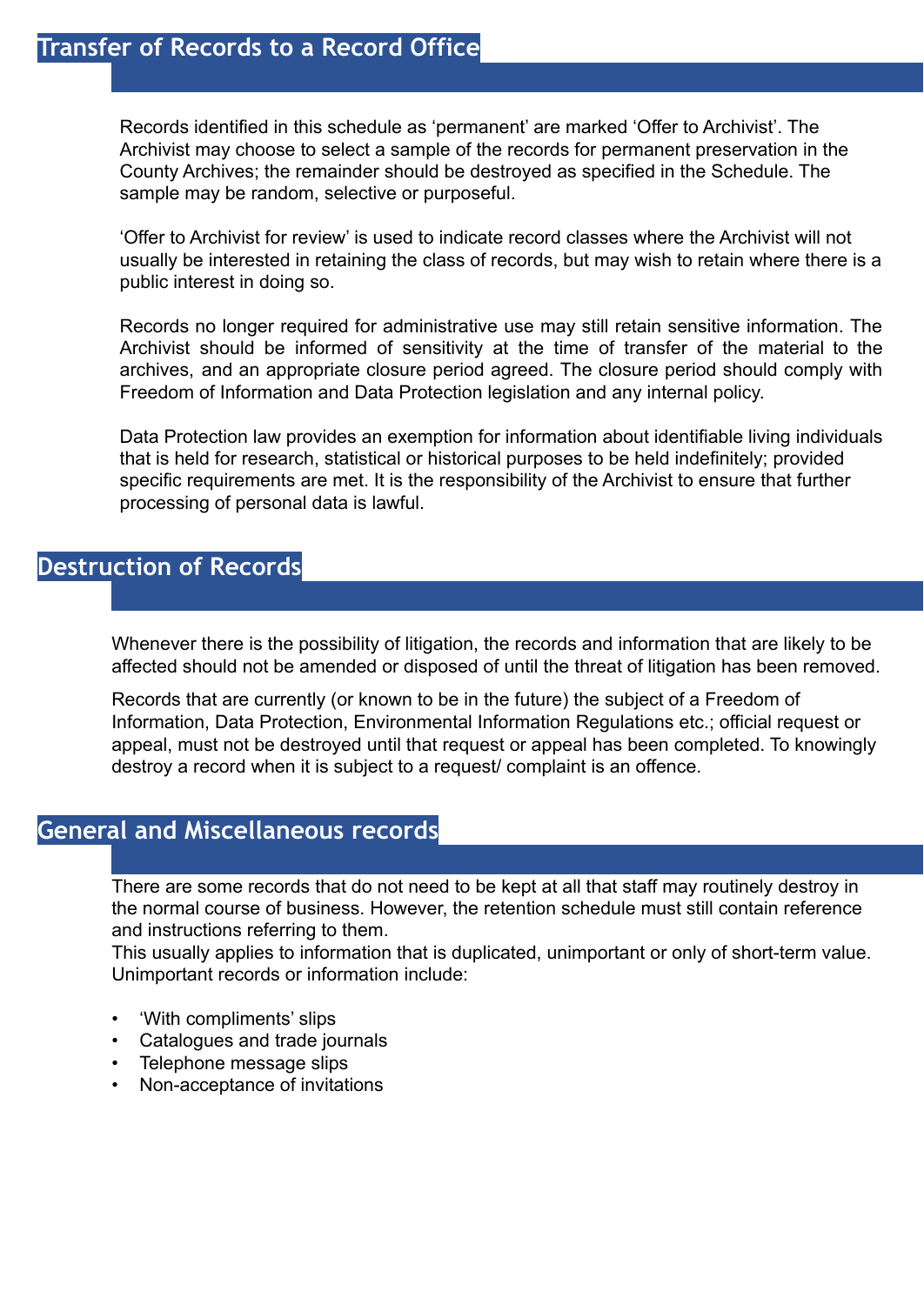## Transfer of Records to a Record Office

Records identified in this schedule as 'permanent' are marked 'Offer to Archivist'. The Archivist may choose to select a sample of the records for permanent preservation in the County Archives; the remainder should be destroyed as specified in the Schedule. The sample may be random, selective or purposeful.

'Offer to Archivist for review' is used to indicate record classes where the Archivist will not usually be interested in retaining the class of records, but may wish to retain where there is a public interest in doing so.

Records no longer required for administrative use may still retain sensitive information. The Archivist should be informed of sensitivity at the time of transfer of the material to the archives, and an appropriate closure period agreed. The closure period should comply with Freedom of Information and Data Protection legislation and any internal policy.

Data Protection law provides an exemption for information about identifiable living individuals that is held for research, statistical or historical purposes to be held indefinitely; provided specific requirements are met. It is the responsibility of the Archivist to ensure that further processing of personal data is lawful.

## Destruction of Records

Whenever there is the possibility of litigation, the records and information that are likely to be affected should not be amended or disposed of until the threat of litigation has been removed.

Records that are currently (or known to be in the future) the subject of a Freedom of Information, Data Protection, Environmental Information Regulations etc.; official request or appeal, must not be destroyed until that request or appeal has been completed. To knowingly destroy a record when it is subject to a request/ complaint is an offence.

## General and Miscellaneous records

There are some records that do not need to be kept at all that staff may routinely destroy in the normal course of business. However, the retention schedule must still contain reference and instructions referring to them.
This usually applies to information that is duplicated, unimportant or only of short-term value. Unimportant records or information include:

- 'With compliments' slips
- Catalogues and trade journals
- Telephone message slips
- Non-acceptance of invitations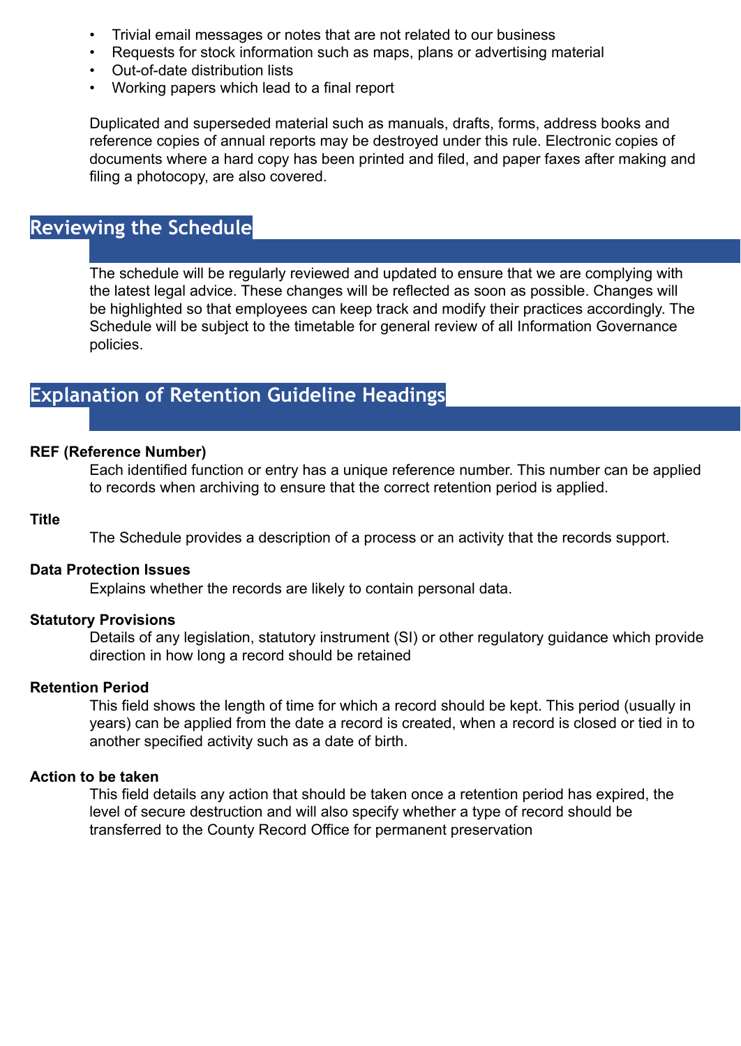- Trivial email messages or notes that are not related to our business
- Requests for stock information such as maps, plans or advertising material
- Out-of-date distribution lists
- Working papers which lead to a final report

Duplicated and superseded material such as manuals, drafts, forms, address books and reference copies of annual reports may be destroyed under this rule. Electronic copies of documents where a hard copy has been printed and filed, and paper faxes after making and filing a photocopy, are also covered.

## Reviewing the Schedule

The schedule will be regularly reviewed and updated to ensure that we are complying with the latest legal advice. These changes will be reflected as soon as possible. Changes will be highlighted so that employees can keep track and modify their practices accordingly. The Schedule will be subject to the timetable for general review of all Information Governance policies.

## Explanation of Retention Guideline Headings

**REF (Reference Number)**

Each identified function or entry has a unique reference number. This number can be applied to records when archiving to ensure that the correct retention period is applied.

**Title**

The Schedule provides a description of a process or an activity that the records support.

**Data Protection Issues**

Explains whether the records are likely to contain personal data.

**Statutory Provisions**

Details of any legislation, statutory instrument (SI) or other regulatory guidance which provide direction in how long a record should be retained

**Retention Period**

This field shows the length of time for which a record should be kept. This period (usually in years) can be applied from the date a record is created, when a record is closed or tied in to another specified activity such as a date of birth.

**Action to be taken**

This field details any action that should be taken once a retention period has expired, the level of secure destruction and will also specify whether a type of record should be transferred to the County Record Office for permanent preservation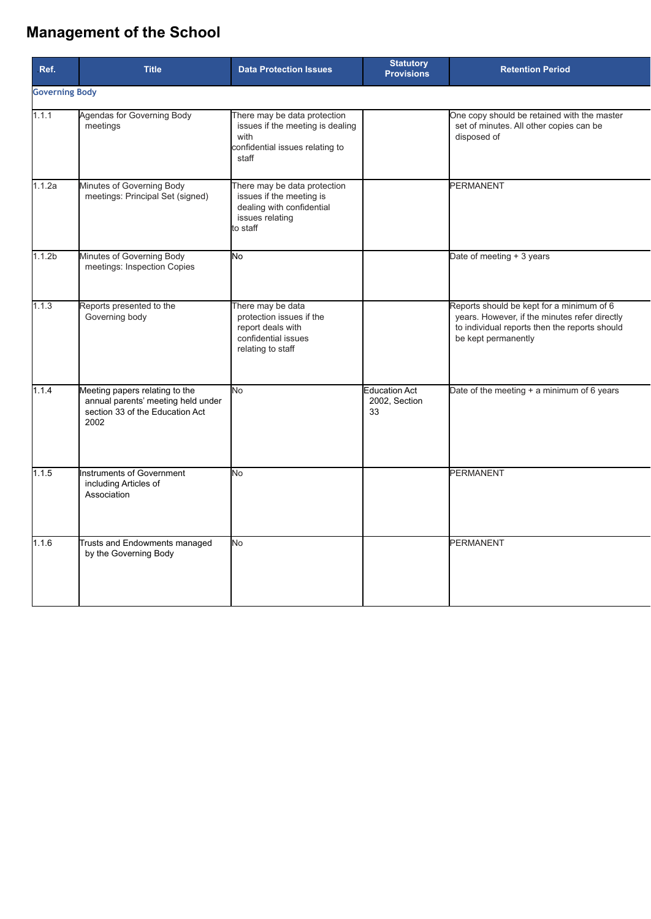# Management of the School

| Ref. | Title | Data Protection Issues | Statutory Provisions | Retention Period |
|---|---|---|---|---|
| **Governing Body** | | | | |
| 1.1.1 | Agendas for Governing Body meetings | There may be data protection issues if the meeting is dealing with confidential issues relating to staff | | One copy should be retained with the master set of minutes. All other copies can be disposed of |
| 1.1.2a | Minutes of Governing Body meetings: Principal Set (signed) | There may be data protection issues if the meeting is dealing with confidential issues relating to staff | | PERMANENT |
| 1.1.2b | Minutes of Governing Body meetings: Inspection Copies | No | | Date of meeting + 3 years |
| 1.1.3 | Reports presented to the Governing body | There may be data protection issues if the report deals with confidential issues relating to staff | | Reports should be kept for a minimum of 6 years. However, if the minutes refer directly to individual reports then the reports should be kept permanently |
| 1.1.4 | Meeting papers relating to the annual parents' meeting held under section 33 of the Education Act 2002 | No | Education Act 2002, Section 33 | Date of the meeting + a minimum of 6 years |
| 1.1.5 | Instruments of Government including Articles of Association | No | | PERMANENT |
| 1.1.6 | Trusts and Endowments managed by the Governing Body | No | | PERMANENT |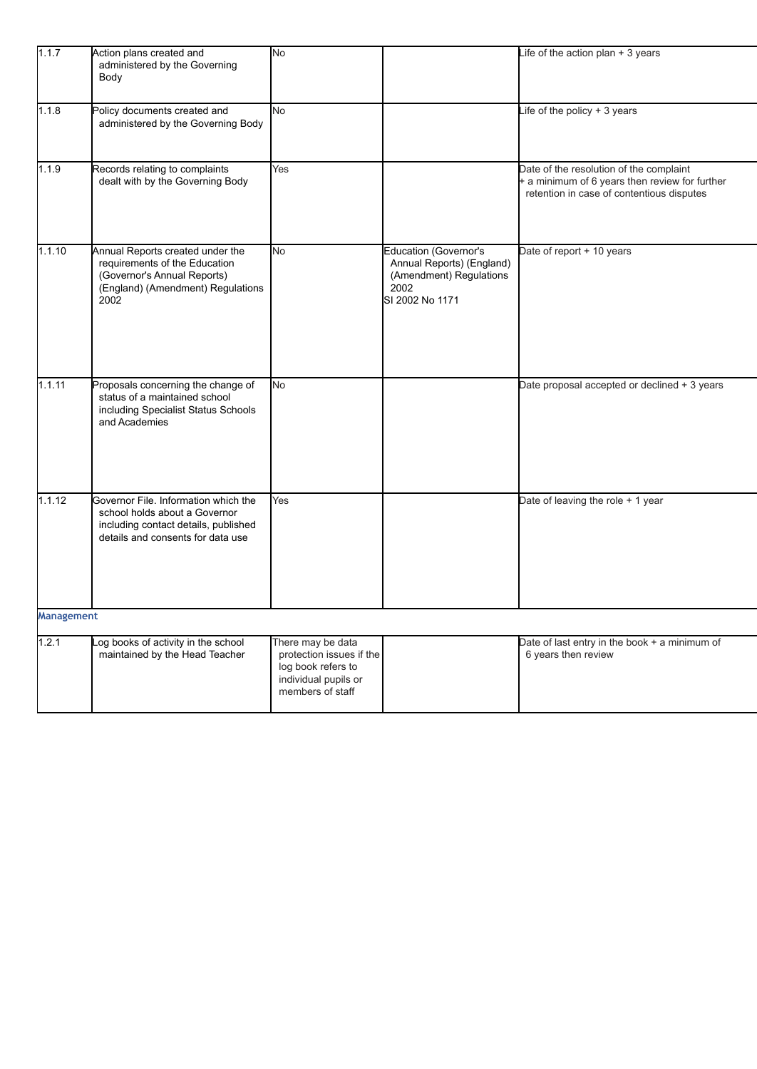| | | | | |
|---|---|---|---|---|
| 1.1.7 | Action plans created and administered by the Governing Body | No | | Life of the action plan + 3 years |
| 1.1.8 | Policy documents created and administered by the Governing Body | No | | Life of the policy + 3 years |
| 1.1.9 | Records relating to complaints dealt with by the Governing Body | Yes | | Date of the resolution of the complaint + a minimum of 6 years then review for further retention in case of contentious disputes |
| 1.1.10 | Annual Reports created under the requirements of the Education (Governor's Annual Reports) (England) (Amendment) Regulations 2002 | No | Education (Governor's Annual Reports) (England) (Amendment) Regulations 2002<br>SI 2002 No 1171 | Date of report + 10 years |
| 1.1.11 | Proposals concerning the change of status of a maintained school including Specialist Status Schools and Academies | No | | Date proposal accepted or declined + 3 years |
| 1.1.12 | Governor File. Information which the school holds about a Governor including contact details, published details and consents for data use | Yes | | Date of leaving the role + 1 year |

### Management

| | | | | |
|---|---|---|---|---|
| 1.2.1 | Log books of activity in the school maintained by the Head Teacher | There may be data protection issues if the log book refers to individual pupils or members of staff | | Date of last entry in the book + a minimum of 6 years then review |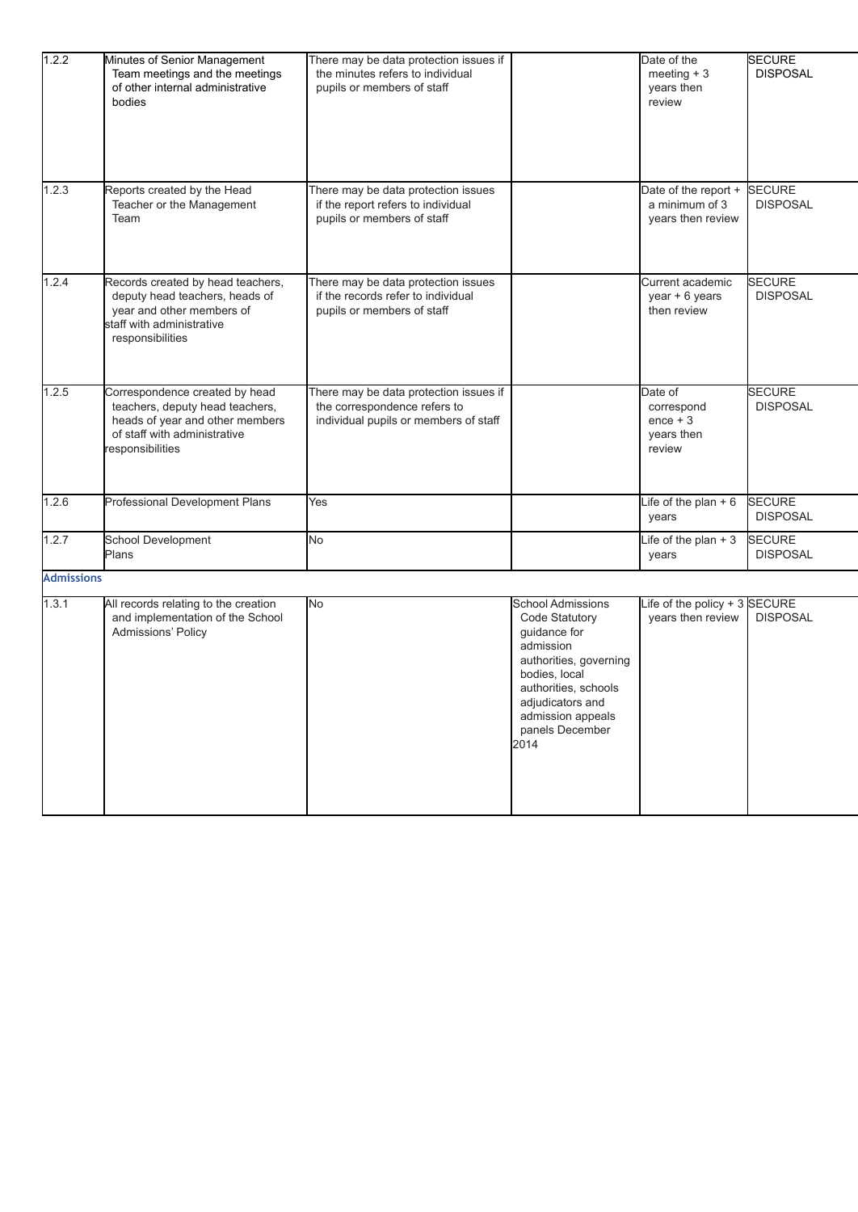| 1.2.2 | Minutes of Senior Management Team meetings and the meetings of other internal administrative bodies | There may be data protection issues if the minutes refers to individual pupils or members of staff | | Date of the meeting + 3 years then review | SECURE DISPOSAL |
|---|---|---|---|---|---|
| 1.2.3 | Reports created by the Head Teacher or the Management Team | There may be data protection issues if the report refers to individual pupils or members of staff | | Date of the report + a minimum of 3 years then review | SECURE DISPOSAL |
| 1.2.4 | Records created by head teachers, deputy head teachers, heads of year and other members of staff with administrative responsibilities | There may be data protection issues if the records refer to individual pupils or members of staff | | Current academic year + 6 years then review | SECURE DISPOSAL |
| 1.2.5 | Correspondence created by head teachers, deputy head teachers, heads of year and other members of staff with administrative responsibilities | There may be data protection issues if the correspondence refers to individual pupils or members of staff | | Date of correspondence + 3 years then review | SECURE DISPOSAL |
| 1.2.6 | Professional Development Plans | Yes | | Life of the plan + 6 years | SECURE DISPOSAL |
| 1.2.7 | School Development Plans | No | | Life of the plan + 3 years | SECURE DISPOSAL |

**Admissions**

| 1.3.1 | All records relating to the creation and implementation of the School Admissions' Policy | No | School Admissions Code Statutory guidance for admission authorities, governing bodies, local authorities, schools adjudicators and admission appeals panels December 2014 | Life of the policy + 3 years then review | SECURE DISPOSAL |
|---|---|---|---|---|---|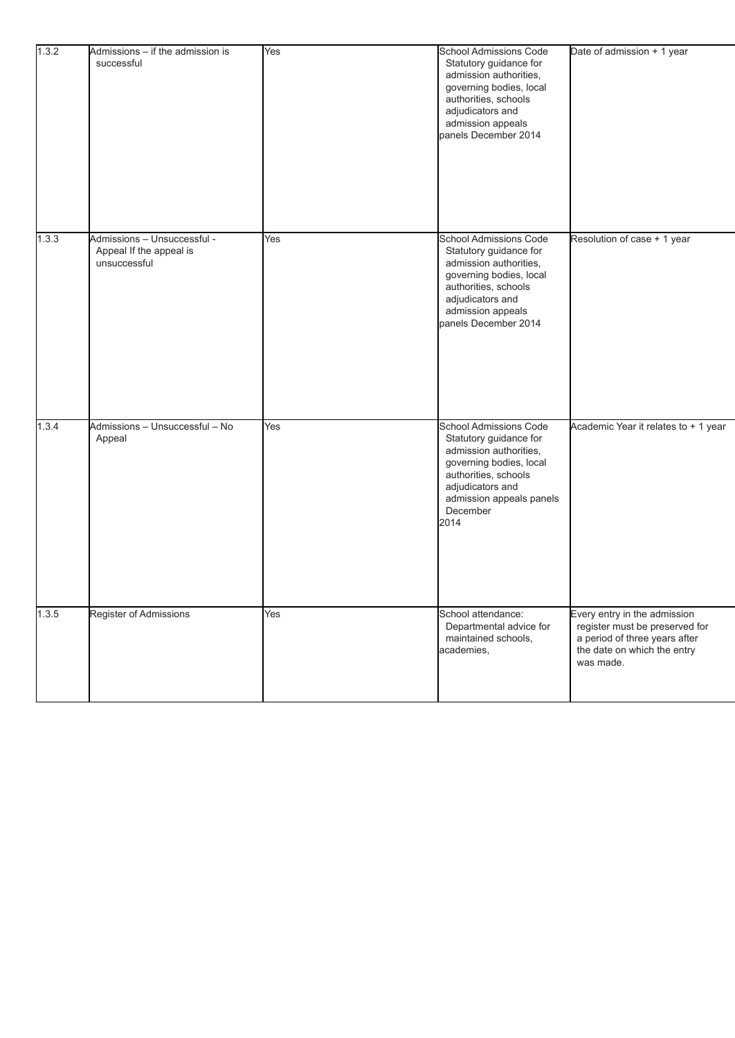| 1.3.2 | Admissions – if the admission is successful | Yes | School Admissions Code Statutory guidance for admission authorities, governing bodies, local authorities, schools adjudicators and admission appeals panels December 2014 | Date of admission + 1 year |
|---|---|---|---|---|
| 1.3.3 | Admissions – Unsuccessful - Appeal If the appeal is unsuccessful | Yes | School Admissions Code Statutory guidance for admission authorities, governing bodies, local authorities, schools adjudicators and admission appeals panels December 2014 | Resolution of case + 1 year |
| 1.3.4 | Admissions – Unsuccessful – No Appeal | Yes | School Admissions Code Statutory guidance for admission authorities, governing bodies, local authorities, schools adjudicators and admission appeals panels December 2014 | Academic Year it relates to + 1 year |
| 1.3.5 | Register of Admissions | Yes | School attendance: Departmental advice for maintained schools, academies, | Every entry in the admission register must be preserved for a period of three years after the date on which the entry was made. |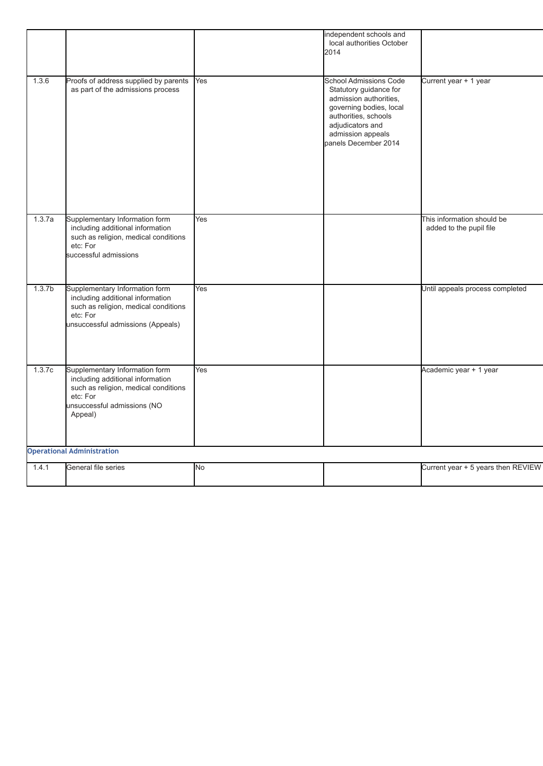| | | | | |
|---|---|---|---|---|
| | | | independent schools and local authorities October 2014 | |
| 1.3.6 | Proofs of address supplied by parents as part of the admissions process | Yes | School Admissions Code Statutory guidance for admission authorities, governing bodies, local authorities, schools adjudicators and admission appeals panels December 2014 | Current year + 1 year |
| 1.3.7a | Supplementary Information form including additional information such as religion, medical conditions etc: For successful admissions | Yes | | This information should be added to the pupil file |
| 1.3.7b | Supplementary Information form including additional information such as religion, medical conditions etc: For unsuccessful admissions (Appeals) | Yes | | Until appeals process completed |
| 1.3.7c | Supplementary Information form including additional information such as religion, medical conditions etc: For unsuccessful admissions (NO Appeal) | Yes | | Academic year + 1 year |

**Operational Administration**

| | | | | |
|---|---|---|---|---|
| 1.4.1 | General file series | No | | Current year + 5 years then REVIEW |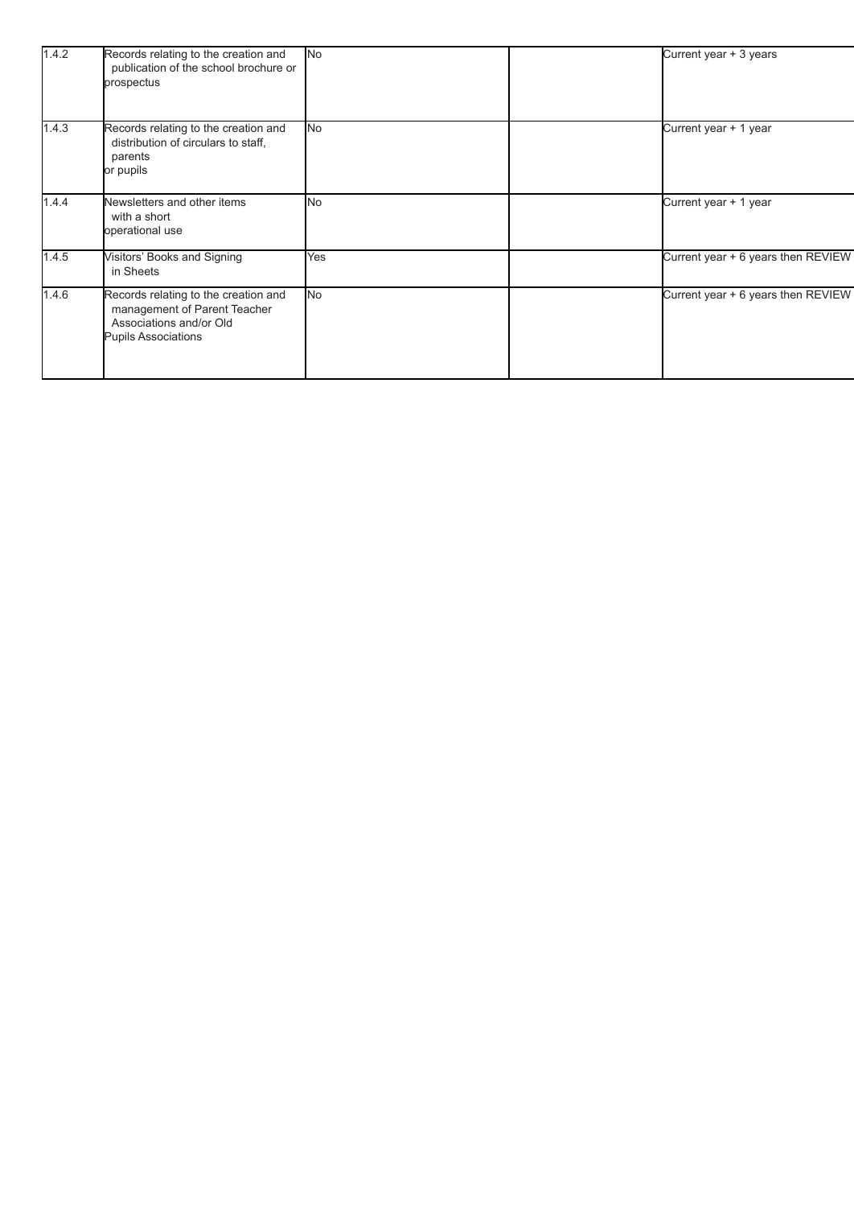| | | | | |
|---|---|---|---|---|
| 1.4.2 | Records relating to the creation and publication of the school brochure or prospectus | No | | Current year + 3 years |
| 1.4.3 | Records relating to the creation and distribution of circulars to staff, parents or pupils | No | | Current year + 1 year |
| 1.4.4 | Newsletters and other items with a short operational use | No | | Current year + 1 year |
| 1.4.5 | Visitors' Books and Signing in Sheets | Yes | | Current year + 6 years then REVIEW |
| 1.4.6 | Records relating to the creation and management of Parent Teacher Associations and/or Old Pupils Associations | No | | Current year + 6 years then REVIEW |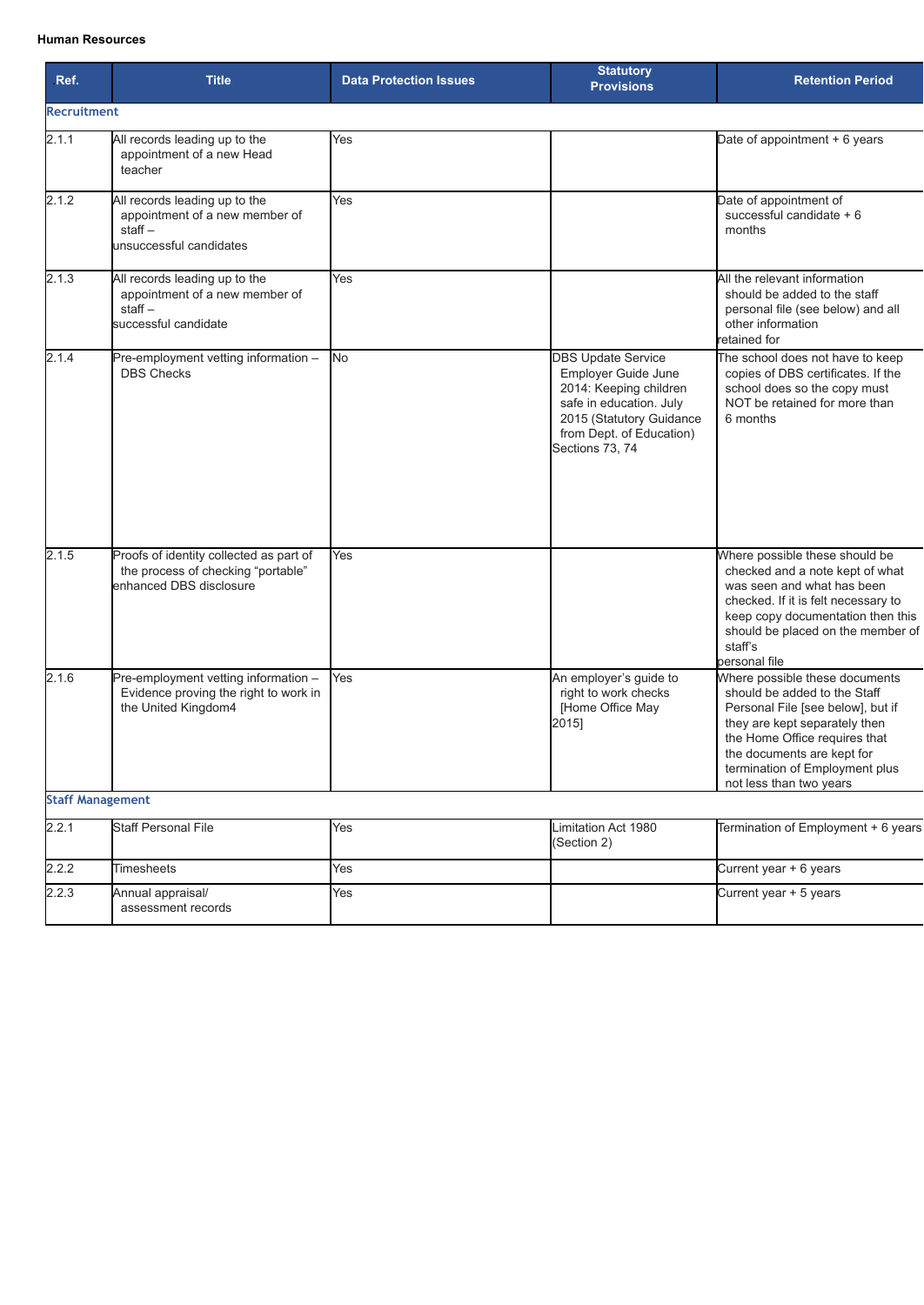**Human Resources**

| Ref. | Title | Data Protection Issues | Statutory Provisions | Retention Period |
|---|---|---|---|---|
| **Recruitment** | | | | |
| 2.1.1 | All records leading up to the appointment of a new Head teacher | Yes | | Date of appointment + 6 years |
| 2.1.2 | All records leading up to the appointment of a new member of staff – unsuccessful candidates | Yes | | Date of appointment of successful candidate + 6 months |
| 2.1.3 | All records leading up to the appointment of a new member of staff – successful candidate | Yes | | All the relevant information should be added to the staff personal file (see below) and all other information retained for |
| 2.1.4 | Pre-employment vetting information – DBS Checks | No | DBS Update Service Employer Guide June 2014: Keeping children safe in education. July 2015 (Statutory Guidance from Dept. of Education) Sections 73, 74 | The school does not have to keep copies of DBS certificates. If the school does so the copy must NOT be retained for more than 6 months |
| 2.1.5 | Proofs of identity collected as part of the process of checking "portable" enhanced DBS disclosure | Yes | | Where possible these should be checked and a note kept of what was seen and what has been checked. If it is felt necessary to keep copy documentation then this should be placed on the member of staff's personal file |
| 2.1.6 | Pre-employment vetting information – Evidence proving the right to work in the United Kingdom4 | Yes | An employer's guide to right to work checks [Home Office May 2015] | Where possible these documents should be added to the Staff Personal File [see below], but if they are kept separately then the Home Office requires that the documents are kept for termination of Employment plus not less than two years |
| **Staff Management** | | | | |
| 2.2.1 | Staff Personal File | Yes | Limitation Act 1980 (Section 2) | Termination of Employment + 6 years |
| 2.2.2 | Timesheets | Yes | | Current year + 6 years |
| 2.2.3 | Annual appraisal/ assessment records | Yes | | Current year + 5 years |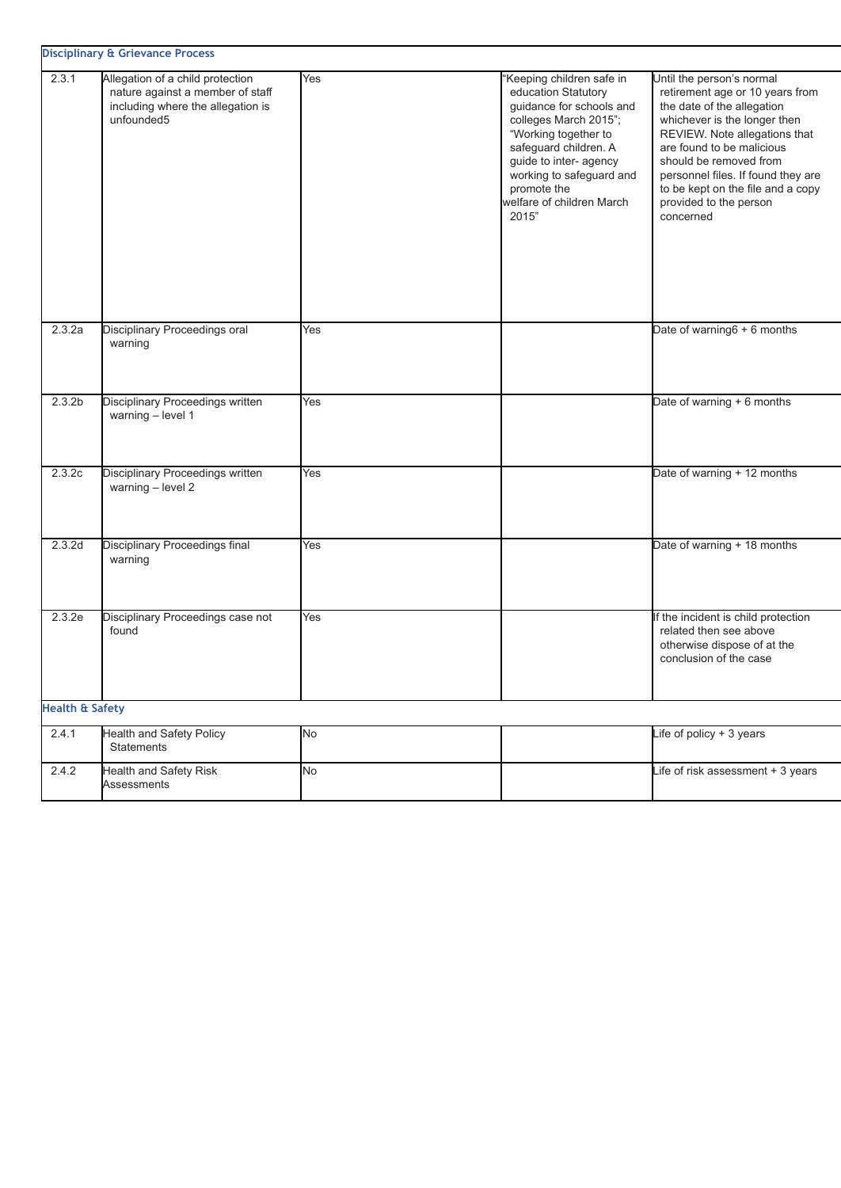| **Disciplinary & Grievance Process** | | | | |
|---|---|---|---|---|
| 2.3.1 | Allegation of a child protection nature against a member of staff including where the allegation is unfounded5 | Yes | "Keeping children safe in education Statutory guidance for schools and colleges March 2015"; "Working together to safeguard children. A guide to inter- agency working to safeguard and promote the welfare of children March 2015" | Until the person's normal retirement age or 10 years from the date of the allegation whichever is the longer then REVIEW. Note allegations that are found to be malicious should be removed from personnel files. If found they are to be kept on the file and a copy provided to the person concerned |
| 2.3.2a | Disciplinary Proceedings oral warning | Yes | | Date of warning6 + 6 months |
| 2.3.2b | Disciplinary Proceedings written warning – level 1 | Yes | | Date of warning + 6 months |
| 2.3.2c | Disciplinary Proceedings written warning – level 2 | Yes | | Date of warning + 12 months |
| 2.3.2d | Disciplinary Proceedings final warning | Yes | | Date of warning + 18 months |
| 2.3.2e | Disciplinary Proceedings case not found | Yes | | If the incident is child protection related then see above otherwise dispose of at the conclusion of the case |
| **Health & Safety** | | | | |
| 2.4.1 | Health and Safety Policy Statements | No | | Life of policy + 3 years |
| 2.4.2 | Health and Safety Risk Assessments | No | | Life of risk assessment + 3 years |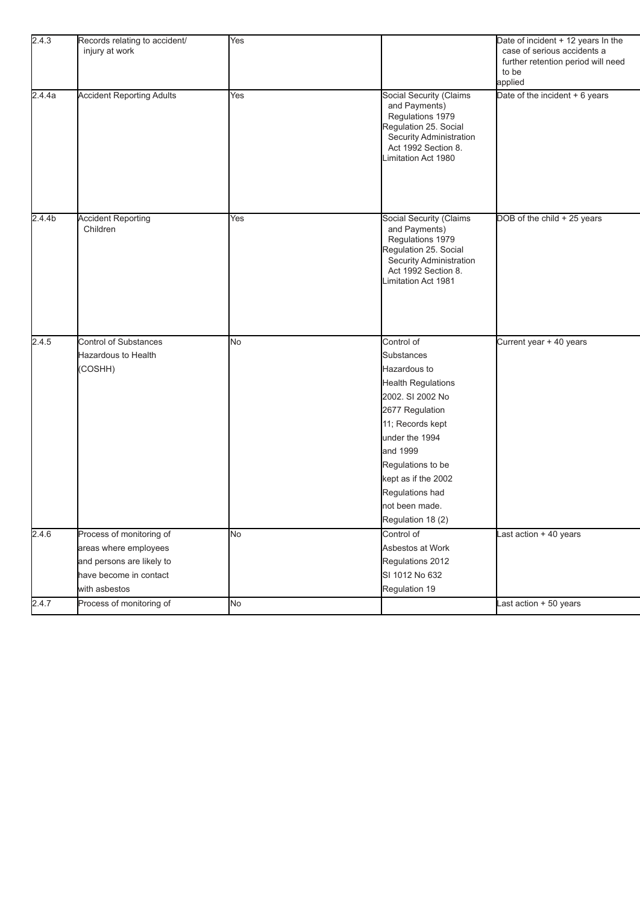| | | | | |
|---|---|---|---|---|
| 2.4.3 | Records relating to accident/ injury at work | Yes | | Date of incident + 12 years In the case of serious accidents a further retention period will need to be applied |
| 2.4.4a | Accident Reporting Adults | Yes | Social Security (Claims and Payments) Regulations 1979 Regulation 25. Social Security Administration Act 1992 Section 8. Limitation Act 1980 | Date of the incident + 6 years |
| 2.4.4b | Accident Reporting Children | Yes | Social Security (Claims and Payments) Regulations 1979 Regulation 25. Social Security Administration Act 1992 Section 8. Limitation Act 1981 | DOB of the child + 25 years |
| 2.4.5 | Control of Substances Hazardous to Health (COSHH) | No | Control of Substances Hazardous to Health Regulations 2002. SI 2002 No 2677 Regulation 11; Records kept under the 1994 and 1999 Regulations to be kept as if the 2002 Regulations had not been made. Regulation 18 (2) | Current year + 40 years |
| 2.4.6 | Process of monitoring of areas where employees and persons are likely to have become in contact with asbestos | No | Control of Asbestos at Work Regulations 2012 SI 1012 No 632 Regulation 19 | Last action + 40 years |
| 2.4.7 | Process of monitoring of | No | | Last action + 50 years |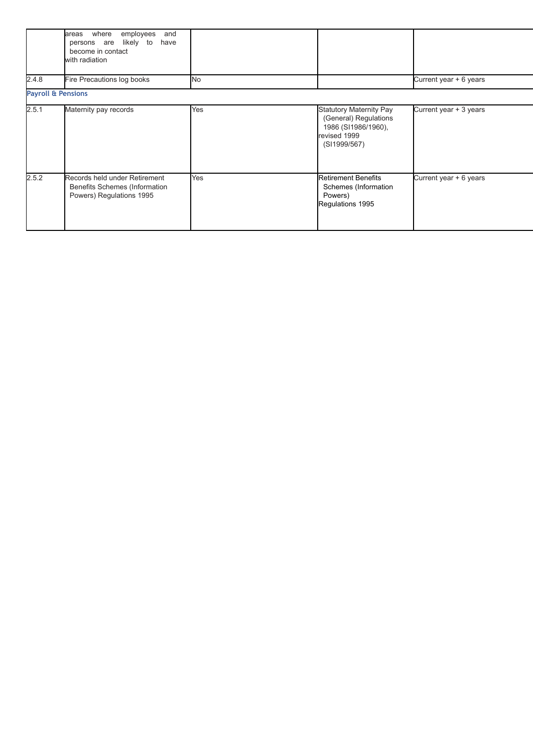|  | areas where employees and persons are likely to have become in contact with radiation |  |  |  |
|---|---|---|---|---|
| 2.4.8 | Fire Precautions log books | No |  | Current year + 6 years |

**Payroll & Pensions**

|  |  |  |  |  |
|---|---|---|---|---|
| 2.5.1 | Maternity pay records | Yes | Statutory Maternity Pay (General) Regulations 1986 (SI1986/1960), revised 1999 (SI1999/567) | Current year + 3 years |
| 2.5.2 | Records held under Retirement Benefits Schemes (Information Powers) Regulations 1995 | Yes | Retirement Benefits Schemes (Information Powers) Regulations 1995 | Current year + 6 years |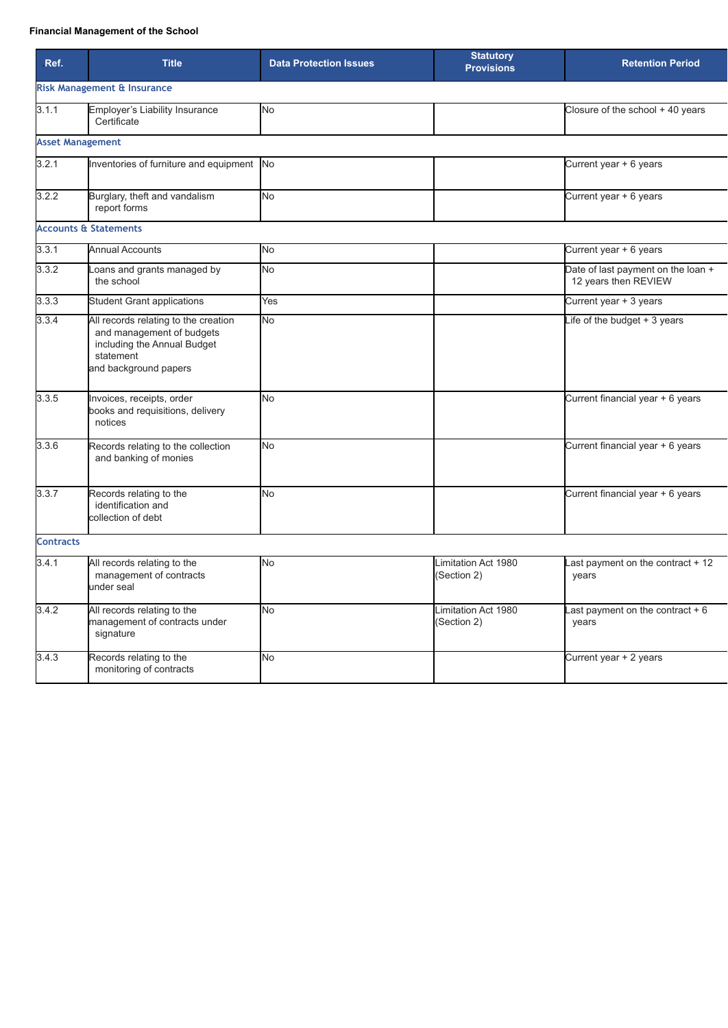**Financial Management of the School**

| Ref. | Title | Data Protection Issues | Statutory Provisions | Retention Period |
|---|---|---|---|---|
| **Risk Management & Insurance** | | | | |
| 3.1.1 | Employer's Liability Insurance Certificate | No | | Closure of the school + 40 years |
| **Asset Management** | | | | |
| 3.2.1 | Inventories of furniture and equipment | No | | Current year + 6 years |
| 3.2.2 | Burglary, theft and vandalism report forms | No | | Current year + 6 years |
| **Accounts & Statements** | | | | |
| 3.3.1 | Annual Accounts | No | | Current year + 6 years |
| 3.3.2 | Loans and grants managed by the school | No | | Date of last payment on the loan + 12 years then REVIEW |
| 3.3.3 | Student Grant applications | Yes | | Current year + 3 years |
| 3.3.4 | All records relating to the creation and management of budgets including the Annual Budget statement and background papers | No | | Life of the budget + 3 years |
| 3.3.5 | Invoices, receipts, order books and requisitions, delivery notices | No | | Current financial year + 6 years |
| 3.3.6 | Records relating to the collection and banking of monies | No | | Current financial year + 6 years |
| 3.3.7 | Records relating to the identification and collection of debt | No | | Current financial year + 6 years |
| **Contracts** | | | | |
| 3.4.1 | All records relating to the management of contracts under seal | No | Limitation Act 1980 (Section 2) | Last payment on the contract + 12 years |
| 3.4.2 | All records relating to the management of contracts under signature | No | Limitation Act 1980 (Section 2) | Last payment on the contract + 6 years |
| 3.4.3 | Records relating to the monitoring of contracts | No | | Current year + 2 years |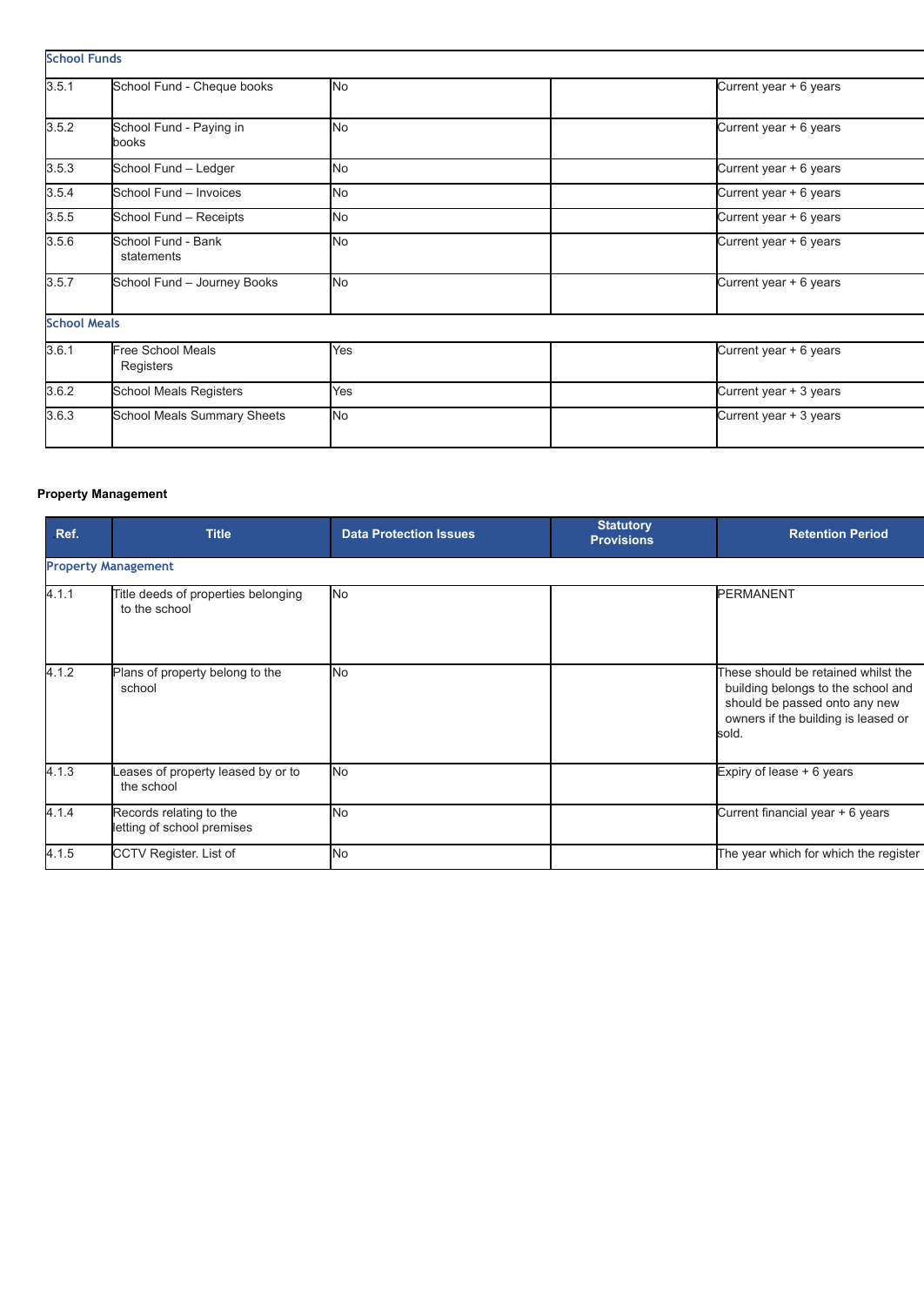| | | | | |
|---|---|---|---|---|
| **School Funds** | | | | |
| 3.5.1 | School Fund - Cheque books | No | | Current year + 6 years |
| 3.5.2 | School Fund - Paying in books | No | | Current year + 6 years |
| 3.5.3 | School Fund – Ledger | No | | Current year + 6 years |
| 3.5.4 | School Fund – Invoices | No | | Current year + 6 years |
| 3.5.5 | School Fund – Receipts | No | | Current year + 6 years |
| 3.5.6 | School Fund - Bank statements | No | | Current year + 6 years |
| 3.5.7 | School Fund – Journey Books | No | | Current year + 6 years |
| **School Meals** | | | | |
| 3.6.1 | Free School Meals Registers | Yes | | Current year + 6 years |
| 3.6.2 | School Meals Registers | Yes | | Current year + 3 years |
| 3.6.3 | School Meals Summary Sheets | No | | Current year + 3 years |

**Property Management**

| Ref. | Title | Data Protection Issues | Statutory Provisions | Retention Period |
|---|---|---|---|---|
| **Property Management** | | | | |
| 4.1.1 | Title deeds of properties belonging to the school | No | | PERMANENT |
| 4.1.2 | Plans of property belong to the school | No | | These should be retained whilst the building belongs to the school and should be passed onto any new owners if the building is leased or sold. |
| 4.1.3 | Leases of property leased by or to the school | No | | Expiry of lease + 6 years |
| 4.1.4 | Records relating to the letting of school premises | No | | Current financial year + 6 years |
| 4.1.5 | CCTV Register. List of | No | | The year which for which the register |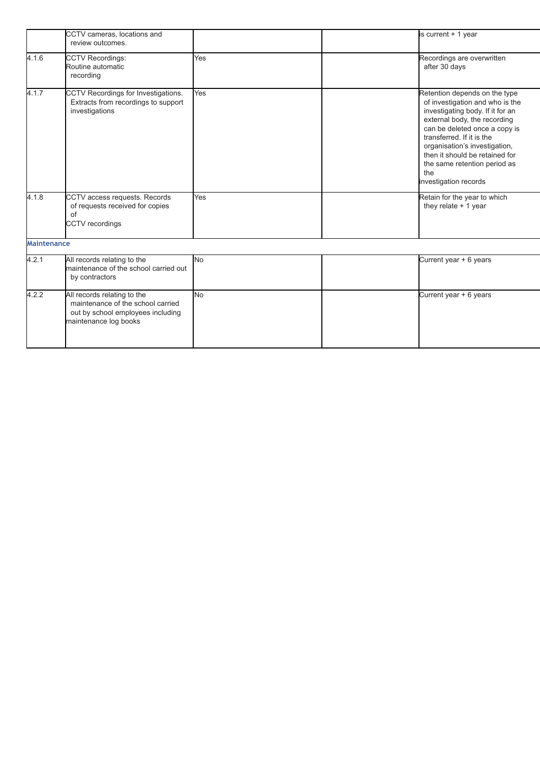| | | | | |
|---|---|---|---|---|
| | CCTV cameras, locations and review outcomes. | | | is current + 1 year |
| 4.1.6 | CCTV Recordings: Routine automatic recording | Yes | | Recordings are overwritten after 30 days |
| 4.1.7 | CCTV Recordings for Investigations. Extracts from recordings to support investigations | Yes | | Retention depends on the type of investigation and who is the investigating body. If it for an external body, the recording can be deleted once a copy is transferred. If it is the organisation's investigation, then it should be retained for the same retention period as the investigation records |
| 4.1.8 | CCTV access requests. Records of requests received for copies of CCTV recordings | Yes | | Retain for the year to which they relate + 1 year |
| **Maintenance** | | | | |
| 4.2.1 | All records relating to the maintenance of the school carried out by contractors | No | | Current year + 6 years |
| 4.2.2 | All records relating to the maintenance of the school carried out by school employees including maintenance log books | No | | Current year + 6 years |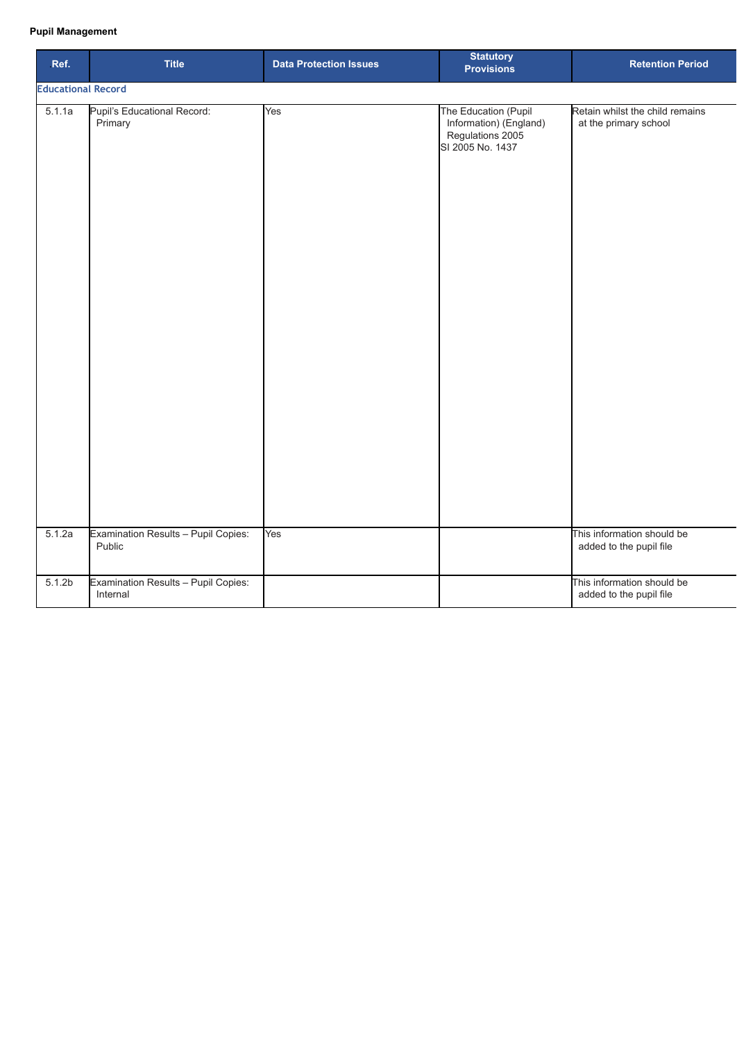**Pupil Management**

| Ref. | Title | Data Protection Issues | Statutory Provisions | Retention Period |
|---|---|---|---|---|
| **Educational Record** | | | | |
| 5.1.1a | Pupil's Educational Record: Primary | Yes | The Education (Pupil Information) (England) Regulations 2005 SI 2005 No. 1437 | Retain whilst the child remains at the primary school |
| 5.1.2a | Examination Results – Pupil Copies: Public | Yes | | This information should be added to the pupil file |
| 5.1.2b | Examination Results – Pupil Copies: Internal | | | This information should be added to the pupil file |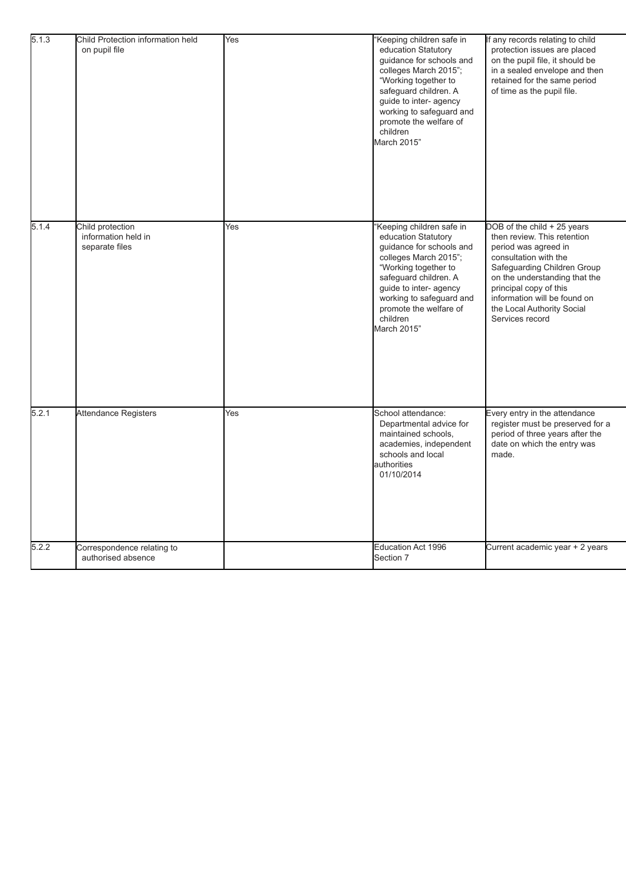| 5.1.3 | Child Protection information held on pupil file | Yes | "Keeping children safe in education Statutory guidance for schools and colleges March 2015"; "Working together to safeguard children. A guide to inter- agency working to safeguard and promote the welfare of children March 2015" | If any records relating to child protection issues are placed on the pupil file, it should be in a sealed envelope and then retained for the same period of time as the pupil file. |
|---|---|---|---|---|
| 5.1.4 | Child protection information held in separate files | Yes | "Keeping children safe in education Statutory guidance for schools and colleges March 2015"; "Working together to safeguard children. A guide to inter- agency working to safeguard and promote the welfare of children March 2015" | DOB of the child + 25 years then review. This retention period was agreed in consultation with the Safeguarding Children Group on the understanding that the principal copy of this information will be found on the Local Authority Social Services record |
| 5.2.1 | Attendance Registers | Yes | School attendance: Departmental advice for maintained schools, academies, independent schools and local authorities 01/10/2014 | Every entry in the attendance register must be preserved for a period of three years after the date on which the entry was made. |
| 5.2.2 | Correspondence relating to authorised absence | | Education Act 1996 Section 7 | Current academic year + 2 years |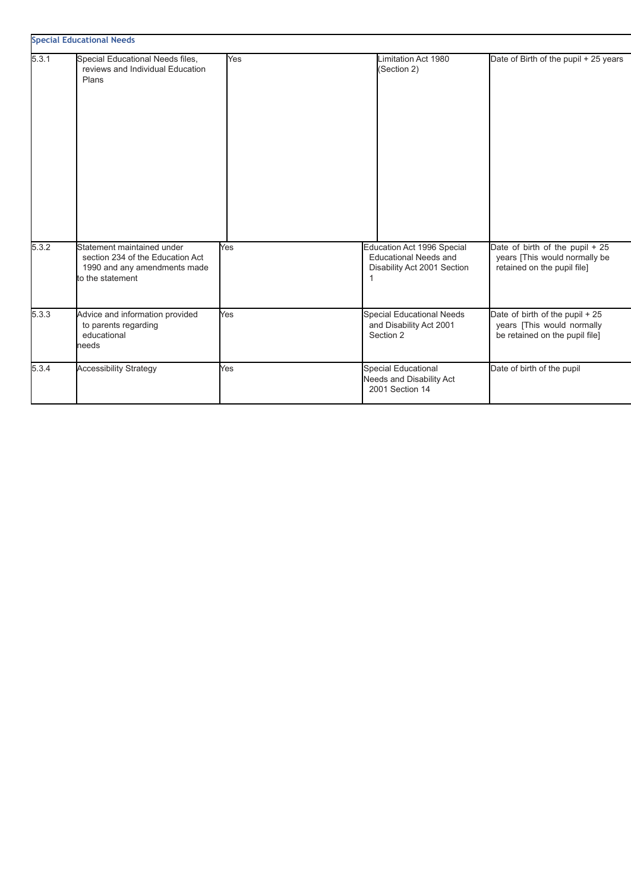**Special Educational Needs**

| | | | | |
|---|---|---|---|---|
| 5.3.1 | Special Educational Needs files, reviews and Individual Education Plans | Yes | Limitation Act 1980 (Section 2) | Date of Birth of the pupil + 25 years |
| 5.3.2 | Statement maintained under section 234 of the Education Act 1990 and any amendments made to the statement | Yes | Education Act 1996 Special Educational Needs and Disability Act 2001 Section 1 | Date of birth of the pupil + 25 years [This would normally be retained on the pupil file] |
| 5.3.3 | Advice and information provided to parents regarding educational needs | Yes | Special Educational Needs and Disability Act 2001 Section 2 | Date of birth of the pupil + 25 years [This would normally be retained on the pupil file] |
| 5.3.4 | Accessibility Strategy | Yes | Special Educational Needs and Disability Act 2001 Section 14 | Date of birth of the pupil |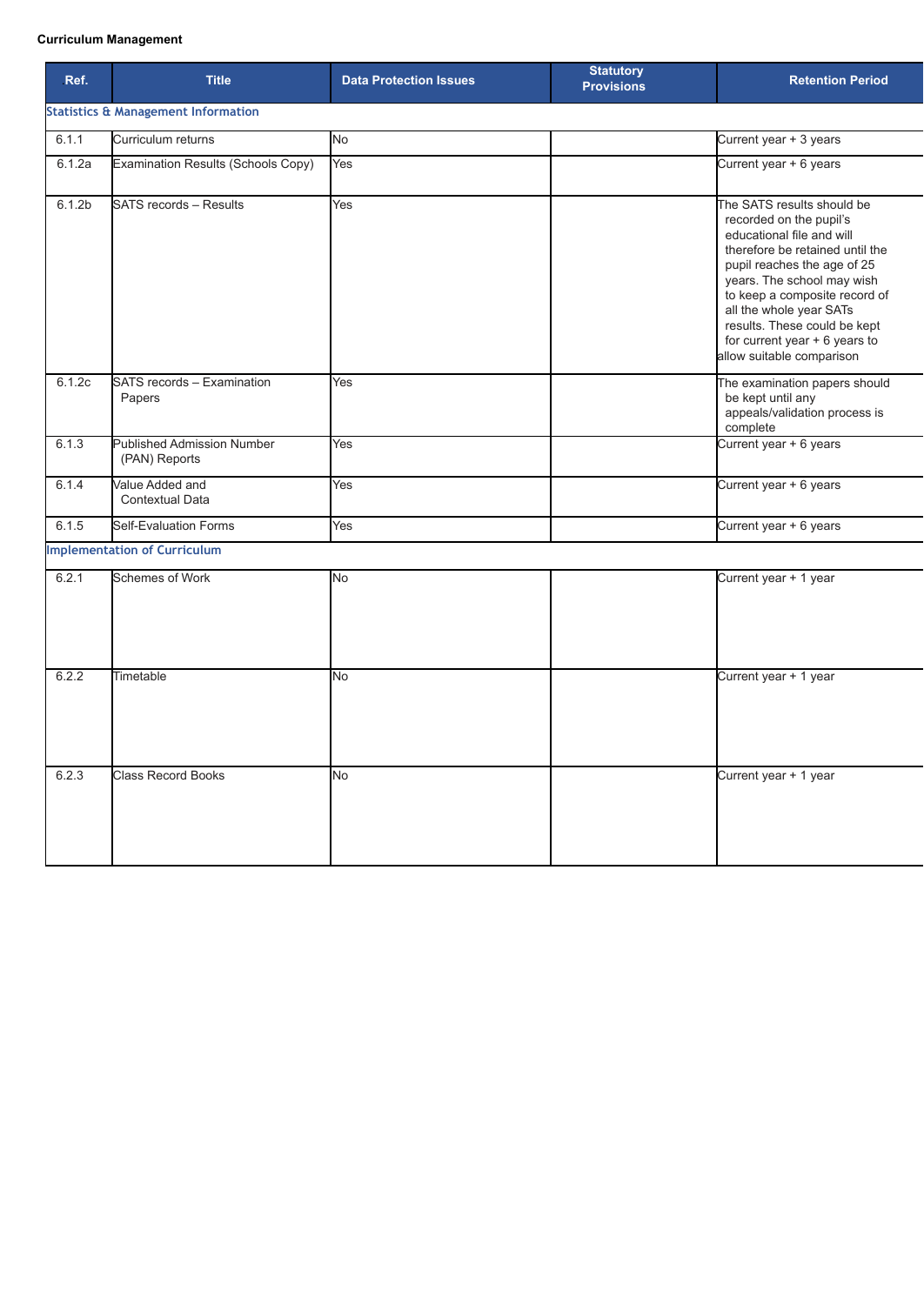**Curriculum Management**

| Ref. | Title | Data Protection Issues | Statutory Provisions | Retention Period |
|---|---|---|---|---|
| **Statistics & Management Information** | | | | |
| 6.1.1 | Curriculum returns | No | | Current year + 3 years |
| 6.1.2a | Examination Results (Schools Copy) | Yes | | Current year + 6 years |
| 6.1.2b | SATS records – Results | Yes | | The SATS results should be recorded on the pupil's educational file and will therefore be retained until the pupil reaches the age of 25 years. The school may wish to keep a composite record of all the whole year SATs results. These could be kept for current year + 6 years to allow suitable comparison |
| 6.1.2c | SATS records – Examination Papers | Yes | | The examination papers should be kept until any appeals/validation process is complete |
| 6.1.3 | Published Admission Number (PAN) Reports | Yes | | Current year + 6 years |
| 6.1.4 | Value Added and Contextual Data | Yes | | Current year + 6 years |
| 6.1.5 | Self-Evaluation Forms | Yes | | Current year + 6 years |
| **Implementation of Curriculum** | | | | |
| 6.2.1 | Schemes of Work | No | | Current year + 1 year |
| 6.2.2 | Timetable | No | | Current year + 1 year |
| 6.2.3 | Class Record Books | No | | Current year + 1 year |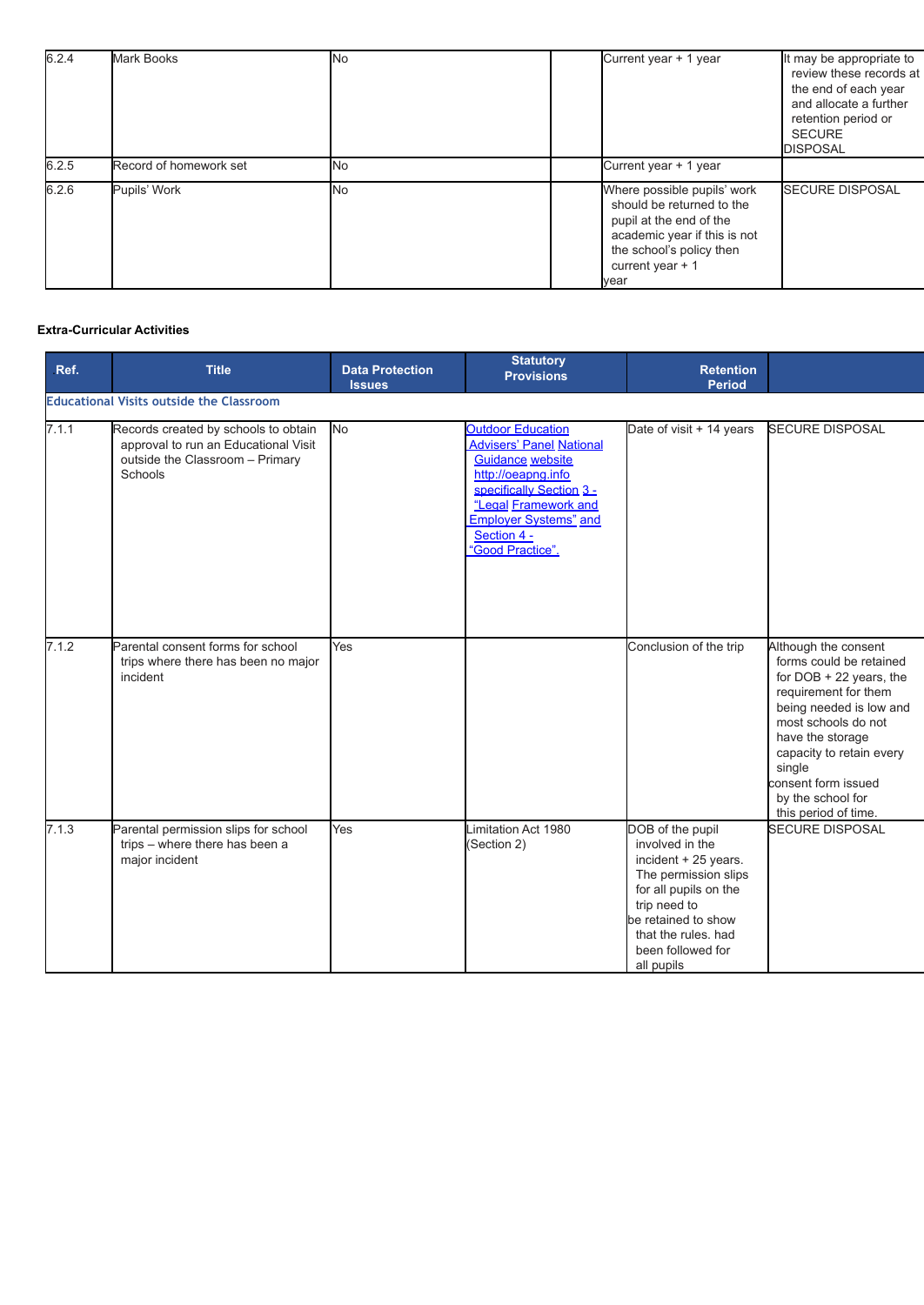| 6.2.4 | Mark Books | No | | Current year + 1 year | It may be appropriate to review these records at the end of each year and allocate a further retention period or SECURE DISPOSAL |
|---|---|---|---|---|---|
| 6.2.5 | Record of homework set | No | | Current year + 1 year | |
| 6.2.6 | Pupils' Work | No | | Where possible pupils' work should be returned to the pupil at the end of the academic year if this is not the school's policy then current year + 1 year | SECURE DISPOSAL |

**Extra-Curricular Activities**

| Ref. | Title | Data Protection Issues | Statutory Provisions | Retention Period | |
|---|---|---|---|---|---|
| **Educational Visits outside the Classroom** | | | | | |
| 7.1.1 | Records created by schools to obtain approval to run an Educational Visit outside the Classroom – Primary Schools | No | Outdoor Education Advisers' Panel National Guidance website http://oeapng.info specifically Section 3 - "Legal Framework and Employer Systems" and Section 4 - "Good Practice". | Date of visit + 14 years | SECURE DISPOSAL |
| 7.1.2 | Parental consent forms for school trips where there has been no major incident | Yes | | Conclusion of the trip | Although the consent forms could be retained for DOB + 22 years, the requirement for them being needed is low and most schools do not have the storage capacity to retain every single consent form issued by the school for this period of time. |
| 7.1.3 | Parental permission slips for school trips – where there has been a major incident | Yes | Limitation Act 1980 (Section 2) | DOB of the pupil involved in the incident + 25 years. The permission slips for all pupils on the trip need to be retained to show that the rules. had been followed for all pupils | SECURE DISPOSAL |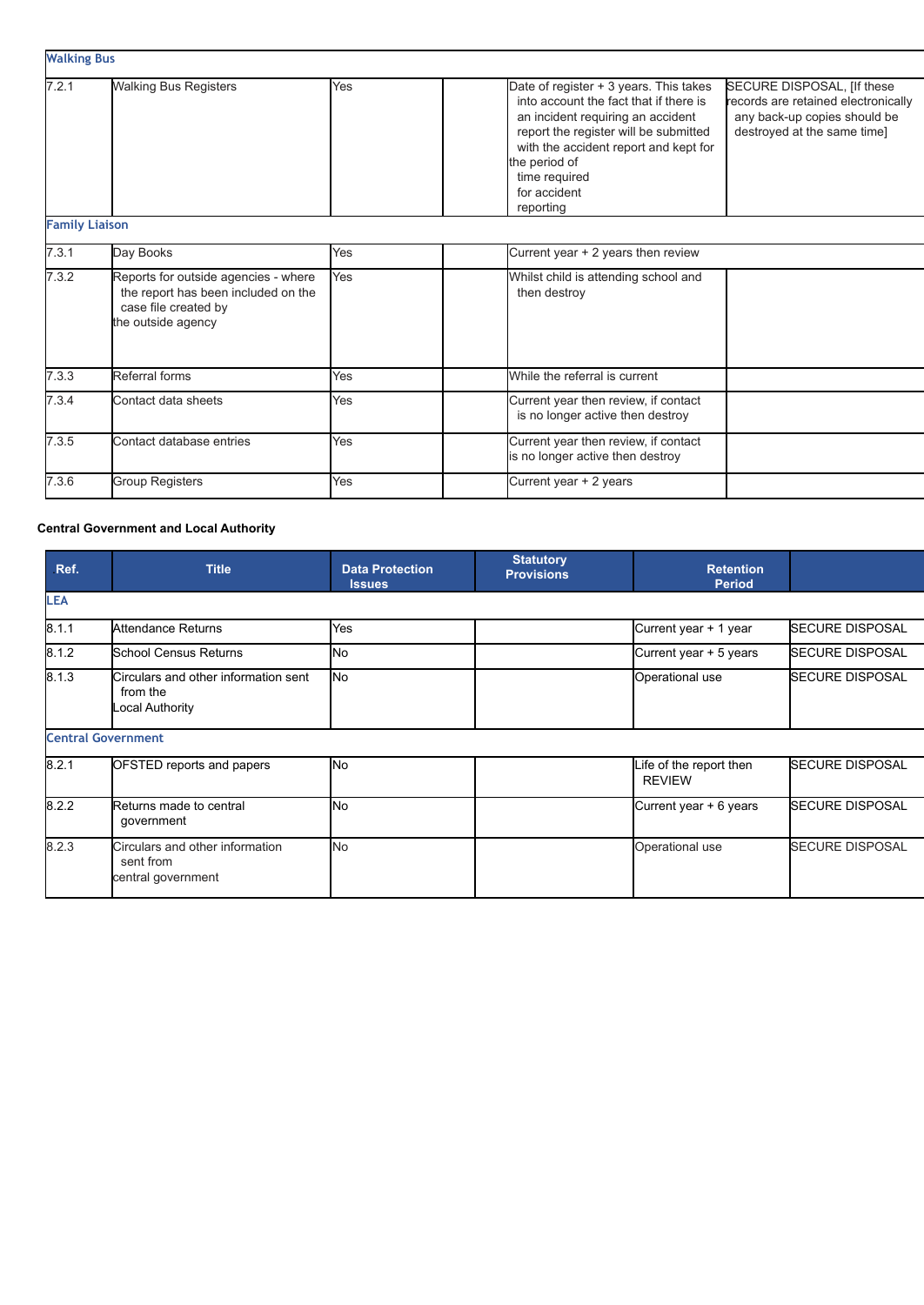| | | | | | |
|---|---|---|---|---|---|
| **Walking Bus** | | | | | |
| 7.2.1 | Walking Bus Registers | Yes | | Date of register + 3 years. This takes into account the fact that if there is an incident requiring an accident report the register will be submitted with the accident report and kept for the period of time required for accident reporting | SECURE DISPOSAL, [If these records are retained electronically any back-up copies should be destroyed at the same time] |
| **Family Liaison** | | | | | |
| 7.3.1 | Day Books | Yes | | Current year + 2 years then review | |
| 7.3.2 | Reports for outside agencies - where the report has been included on the case file created by the outside agency | Yes | | Whilst child is attending school and then destroy | |
| 7.3.3 | Referral forms | Yes | | While the referral is current | |
| 7.3.4 | Contact data sheets | Yes | | Current year then review, if contact is no longer active then destroy | |
| 7.3.5 | Contact database entries | Yes | | Current year then review, if contact is no longer active then destroy | |
| 7.3.6 | Group Registers | Yes | | Current year + 2 years | |

**Central Government and Local Authority**

| Ref. | Title | Data Protection Issues | Statutory Provisions | Retention Period | |
|---|---|---|---|---|---|
| **LEA** | | | | | |
| 8.1.1 | Attendance Returns | Yes | | Current year + 1 year | SECURE DISPOSAL |
| 8.1.2 | School Census Returns | No | | Current year + 5 years | SECURE DISPOSAL |
| 8.1.3 | Circulars and other information sent from the Local Authority | No | | Operational use | SECURE DISPOSAL |
| **Central Government** | | | | | |
| 8.2.1 | OFSTED reports and papers | No | | Life of the report then REVIEW | SECURE DISPOSAL |
| 8.2.2 | Returns made to central government | No | | Current year + 6 years | SECURE DISPOSAL |
| 8.2.3 | Circulars and other information sent from central government | No | | Operational use | SECURE DISPOSAL |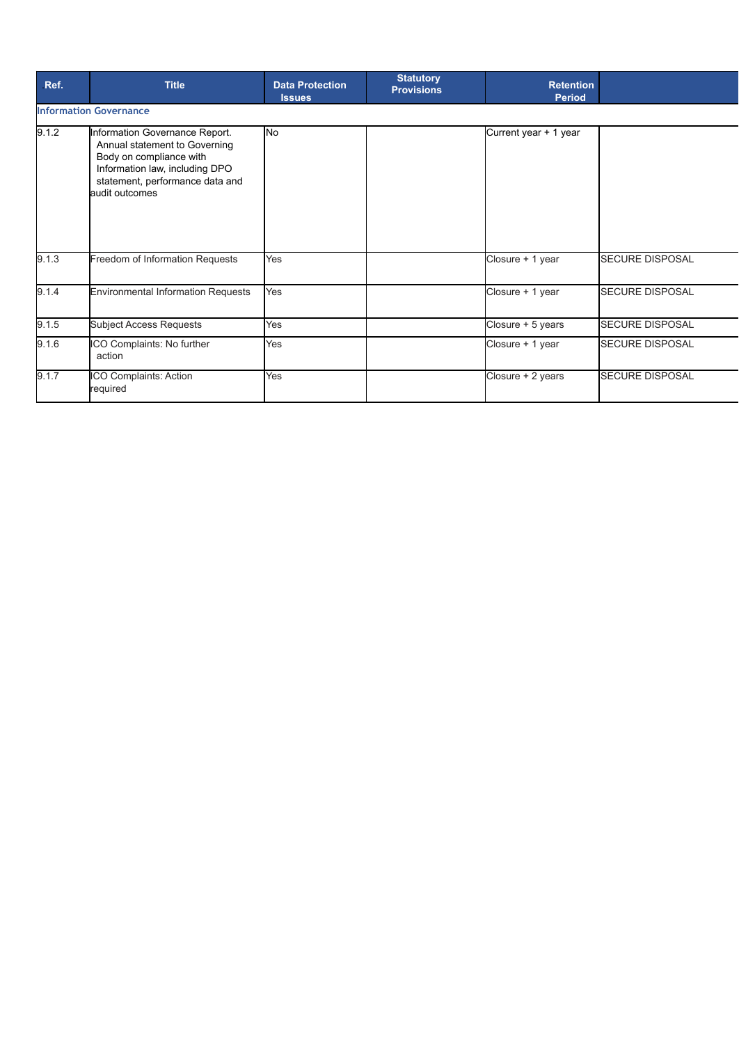| Ref. | Title | Data Protection Issues | Statutory Provisions | Retention Period | |
|---|---|---|---|---|---|
| **Information Governance** | | | | | |
| 9.1.2 | Information Governance Report. Annual statement to Governing Body on compliance with Information law, including DPO statement, performance data and audit outcomes | No | | Current year + 1 year | |
| 9.1.3 | Freedom of Information Requests | Yes | | Closure + 1 year | SECURE DISPOSAL |
| 9.1.4 | Environmental Information Requests | Yes | | Closure + 1 year | SECURE DISPOSAL |
| 9.1.5 | Subject Access Requests | Yes | | Closure + 5 years | SECURE DISPOSAL |
| 9.1.6 | ICO Complaints: No further action | Yes | | Closure + 1 year | SECURE DISPOSAL |
| 9.1.7 | ICO Complaints: Action required | Yes | | Closure + 2 years | SECURE DISPOSAL |